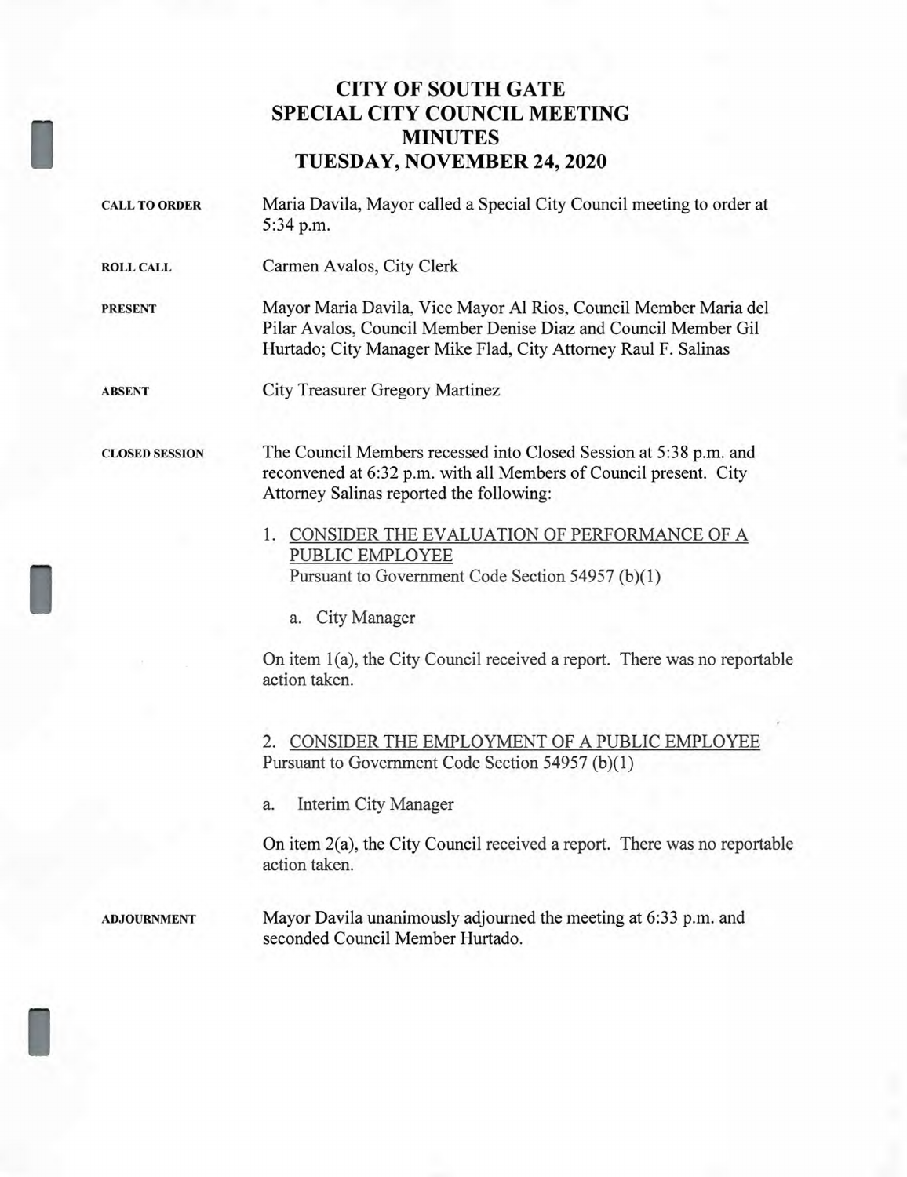# CITY OF SOUTH GATE
# SPECIAL CITY COUNCIL MEETING
# MINUTES
# TUESDAY, NOVEMBER 24, 2020

**CALL TO ORDER** Maria Davila, Mayor called a Special City Council meeting to order at 5:34 p.m.

**ROLL CALL** Carmen Avalos, City Clerk

**PRESENT** Mayor Maria Davila, Vice Mayor Al Rios, Council Member Maria del Pilar Avalos, Council Member Denise Diaz and Council Member Gil Hurtado; City Manager Mike Flad, City Attorney Raul F. Salinas

**ABSENT** City Treasurer Gregory Martinez

**CLOSED SESSION** The Council Members recessed into Closed Session at 5:38 p.m. and reconvened at 6:32 p.m. with all Members of Council present. City Attorney Salinas reported the following:

1. <u>CONSIDER THE EVALUATION OF PERFORMANCE OF A PUBLIC EMPLOYEE</u>
   Pursuant to Government Code Section 54957 (b)(1)

   a. City Manager

On item 1(a), the City Council received a report. There was no reportable action taken.

2. <u>CONSIDER THE EMPLOYMENT OF A PUBLIC EMPLOYEE</u>
   Pursuant to Government Code Section 54957 (b)(1)

   a. Interim City Manager

On item 2(a), the City Council received a report. There was no reportable action taken.

**ADJOURNMENT** Mayor Davila unanimously adjourned the meeting at 6:33 p.m. and seconded Council Member Hurtado.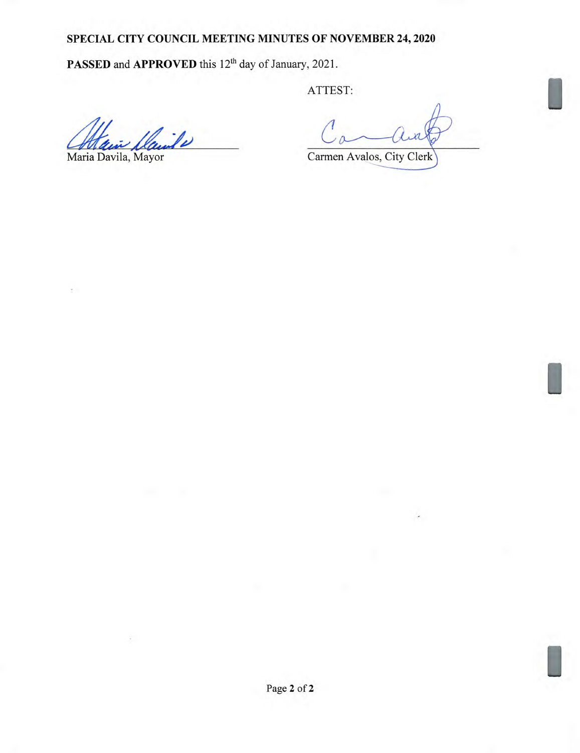**SPECIAL CITY COUNCIL MEETING MINUTES OF NOVEMBER 24, 2020**

**PASSED** and **APPROVED** this 12th day of January, 2021.

ATTEST:

Maria Davila, Mayor

Carmen Avalos, City Clerk